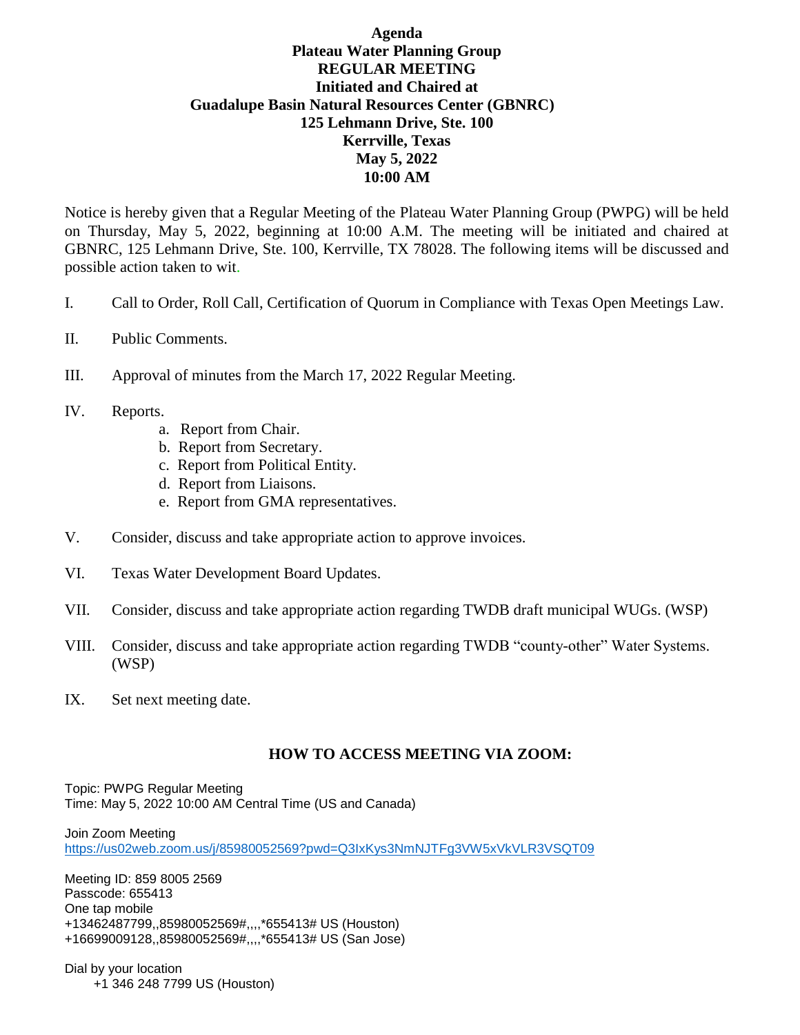**Agenda**
**Plateau Water Planning Group**
**REGULAR MEETING**
**Initiated and Chaired at**
**Guadalupe Basin Natural Resources Center (GBNRC)**
**125 Lehmann Drive, Ste. 100**
**Kerrville, Texas**
**May 5, 2022**
**10:00 AM**

Notice is hereby given that a Regular Meeting of the Plateau Water Planning Group (PWPG) will be held on Thursday, May 5, 2022, beginning at 10:00 A.M. The meeting will be initiated and chaired at GBNRC, 125 Lehmann Drive, Ste. 100, Kerrville, TX 78028. The following items will be discussed and possible action taken to wit.

I. Call to Order, Roll Call, Certification of Quorum in Compliance with Texas Open Meetings Law.

II. Public Comments.

III. Approval of minutes from the March 17, 2022 Regular Meeting.

IV. Reports.
   a. Report from Chair.
   b. Report from Secretary.
   c. Report from Political Entity.
   d. Report from Liaisons.
   e. Report from GMA representatives.

V. Consider, discuss and take appropriate action to approve invoices.

VI. Texas Water Development Board Updates.

VII. Consider, discuss and take appropriate action regarding TWDB draft municipal WUGs. (WSP)

VIII. Consider, discuss and take appropriate action regarding TWDB "county-other" Water Systems. (WSP)

IX. Set next meeting date.

## HOW TO ACCESS MEETING VIA ZOOM:

Topic: PWPG Regular Meeting
Time: May 5, 2022 10:00 AM Central Time (US and Canada)

Join Zoom Meeting
https://us02web.zoom.us/j/85980052569?pwd=Q3IxKys3NmNJTFg3VW5xVkVLR3VSQT09

Meeting ID: 859 8005 2569
Passcode: 655413
One tap mobile
+13462487799,,85980052569#,,,,*655413# US (Houston)
+16699009128,,85980052569#,,,,*655413# US (San Jose)

Dial by your location
+1 346 248 7799 US (Houston)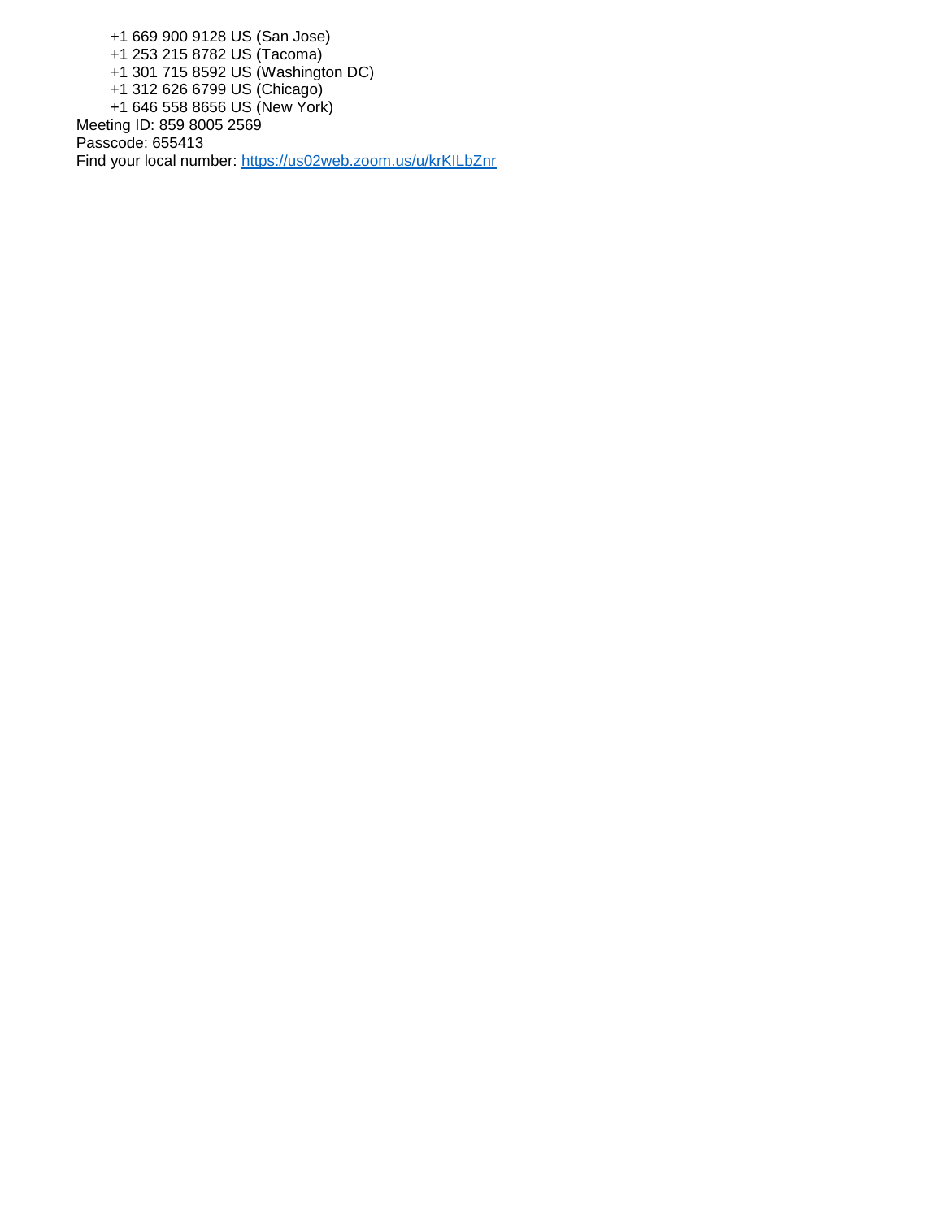+1 669 900 9128 US (San Jose)
+1 253 215 8782 US (Tacoma)
+1 301 715 8592 US (Washington DC)
+1 312 626 6799 US (Chicago)
+1 646 558 8656 US (New York)

Meeting ID: 859 8005 2569
Passcode: 655413
Find your local number: https://us02web.zoom.us/u/krKILbZnr